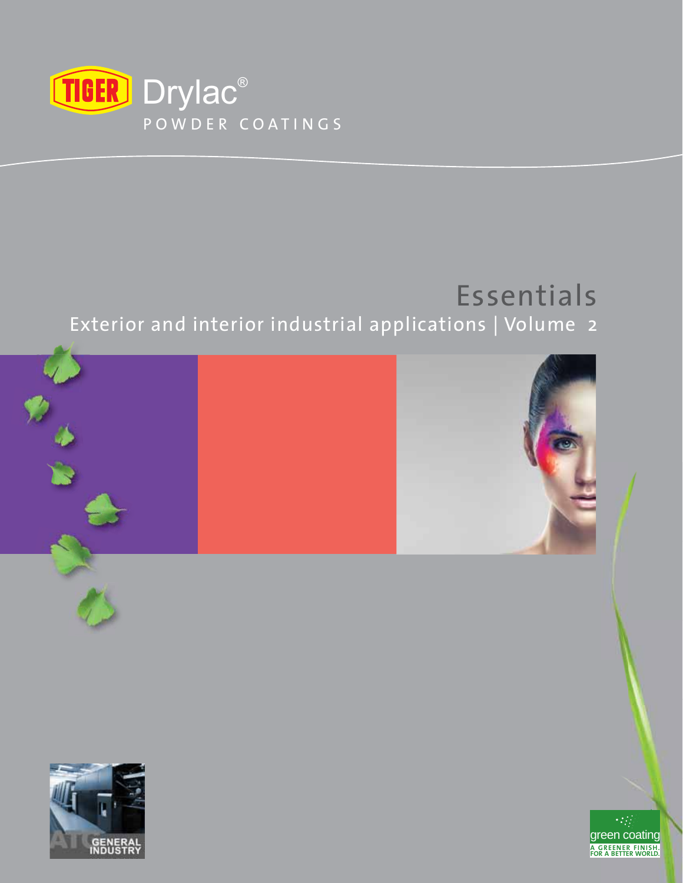TIGER Drylac®

POWDER COATINGS

# Essentials

## Exterior and interior industrial applications | Volume 2

GENERAL INDUSTRY

green coating

A GREENER FINISH. FOR A BETTER WORLD.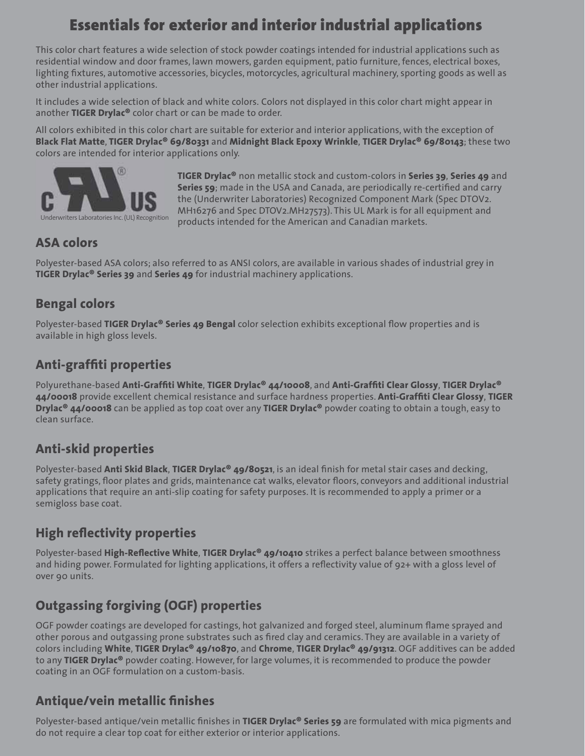# Essentials for exterior and interior industrial applications

This color chart features a wide selection of stock powder coatings intended for industrial applications such as residential window and door frames, lawn mowers, garden equipment, patio furniture, fences, electrical boxes, lighting fixtures, automotive accessories, bicycles, motorcycles, agricultural machinery, sporting goods as well as other industrial applications.

It includes a wide selection of black and white colors. Colors not displayed in this color chart might appear in another **TIGER Drylac®** color chart or can be made to order.

All colors exhibited in this color chart are suitable for exterior and interior applications, with the exception of **Black Flat Matte**, **TIGER Drylac® 69/80331** and **Midnight Black Epoxy Wrinkle**, **TIGER Drylac® 69/80143**; these two colors are intended for interior applications only.

C UL US
Underwriters Laboratories Inc. (UL) Recognition

**TIGER Drylac®** non metallic stock and custom-colors in **Series 39**, **Series 49** and **Series 59**; made in the USA and Canada, are periodically re-certified and carry the (Underwriter Laboratories) Recognized Component Mark (Spec DTOV2.MH16276 and Spec DTOV2.MH27573). This UL Mark is for all equipment and products intended for the American and Canadian markets.

## ASA colors

Polyester-based ASA colors; also referred to as ANSI colors, are available in various shades of industrial grey in **TIGER Drylac® Series 39** and **Series 49** for industrial machinery applications.

## Bengal colors

Polyester-based **TIGER Drylac® Series 49 Bengal** color selection exhibits exceptional flow properties and is available in high gloss levels.

## Anti-graffiti properties

Polyurethane-based **Anti-Graffiti White**, **TIGER Drylac® 44/10008**, and **Anti-Graffiti Clear Glossy**, **TIGER Drylac® 44/00018** provide excellent chemical resistance and surface hardness properties. **Anti-Graffiti Clear Glossy**, **TIGER Drylac® 44/00018** can be applied as top coat over any **TIGER Drylac®** powder coating to obtain a tough, easy to clean surface.

## Anti-skid properties

Polyester-based **Anti Skid Black**, **TIGER Drylac® 49/80521**, is an ideal finish for metal stair cases and decking, safety gratings, floor plates and grids, maintenance cat walks, elevator floors, conveyors and additional industrial applications that require an anti-slip coating for safety purposes. It is recommended to apply a primer or a semigloss base coat.

## High reflectivity properties

Polyester-based **High-Reflective White**, **TIGER Drylac® 49/10410** strikes a perfect balance between smoothness and hiding power. Formulated for lighting applications, it offers a reflectivity value of 92+ with a gloss level of over 90 units.

## Outgassing forgiving (OGF) properties

OGF powder coatings are developed for castings, hot galvanized and forged steel, aluminum flame sprayed and other porous and outgassing prone substrates such as fired clay and ceramics. They are available in a variety of colors including **White**, **TIGER Drylac® 49/10870**, and **Chrome**, **TIGER Drylac® 49/91312**. OGF additives can be added to any **TIGER Drylac®** powder coating. However, for large volumes, it is recommended to produce the powder coating in an OGF formulation on a custom-basis.

## Antique/vein metallic finishes

Polyester-based antique/vein metallic finishes in **TIGER Drylac® Series 59** are formulated with mica pigments and do not require a clear top coat for either exterior or interior applications.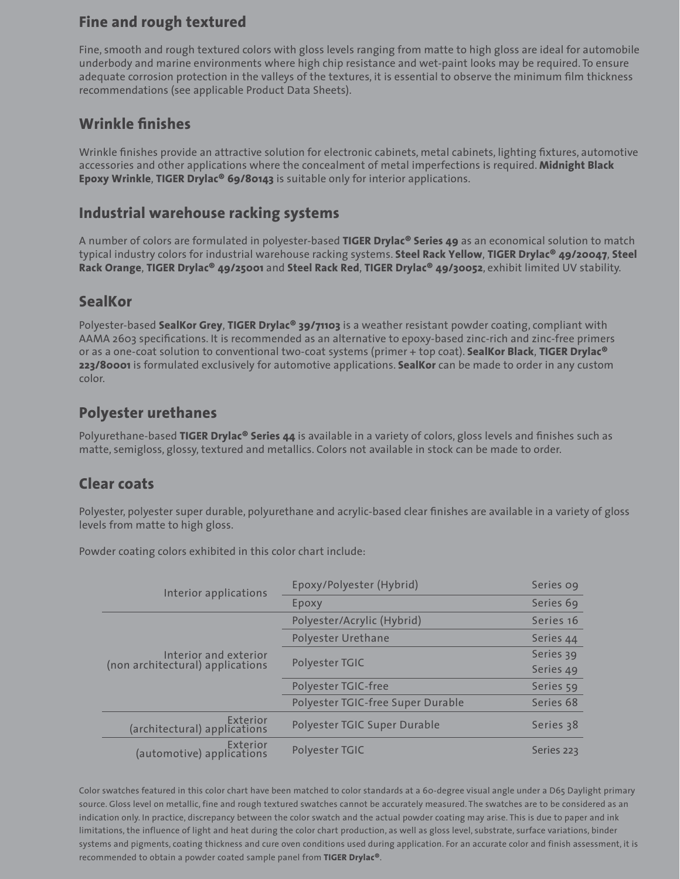## Fine and rough textured

Fine, smooth and rough textured colors with gloss levels ranging from matte to high gloss are ideal for automobile underbody and marine environments where high chip resistance and wet-paint looks may be required. To ensure adequate corrosion protection in the valleys of the textures, it is essential to observe the minimum film thickness recommendations (see applicable Product Data Sheets).

## Wrinkle finishes

Wrinkle finishes provide an attractive solution for electronic cabinets, metal cabinets, lighting fixtures, automotive accessories and other applications where the concealment of metal imperfections is required. **Midnight Black Epoxy Wrinkle**, **TIGER Drylac® 69/80143** is suitable only for interior applications.

## Industrial warehouse racking systems

A number of colors are formulated in polyester-based **TIGER Drylac® Series 49** as an economical solution to match typical industry colors for industrial warehouse racking systems. **Steel Rack Yellow**, **TIGER Drylac® 49/20047**, **Steel Rack Orange**, **TIGER Drylac® 49/25001** and **Steel Rack Red**, **TIGER Drylac® 49/30052**, exhibit limited UV stability.

## SealKor

Polyester-based **SealKor Grey**, **TIGER Drylac® 39/71103** is a weather resistant powder coating, compliant with AAMA 2603 specifications. It is recommended as an alternative to epoxy-based zinc-rich and zinc-free primers or as a one-coat solution to conventional two-coat systems (primer + top coat). **SealKor Black**, **TIGER Drylac® 223/80001** is formulated exclusively for automotive applications. **SealKor** can be made to order in any custom color.

## Polyester urethanes

Polyurethane-based **TIGER Drylac® Series 44** is available in a variety of colors, gloss levels and finishes such as matte, semigloss, glossy, textured and metallics. Colors not available in stock can be made to order.

## Clear coats

Polyester, polyester super durable, polyurethane and acrylic-based clear finishes are available in a variety of gloss levels from matte to high gloss.

Powder coating colors exhibited in this color chart include:

| Application | Resin | Series |
|---|---|---|
| Interior applications | Epoxy/Polyester (Hybrid) | Series 09 |
| | Epoxy | Series 69 |
| Interior and exterior (non architectural) applications | Polyester/Acrylic (Hybrid) | Series 16 |
| | Polyester Urethane | Series 44 |
| | Polyester TGIC | Series 39 |
| | | Series 49 |
| | Polyester TGIC-free | Series 59 |
| | Polyester TGIC-free Super Durable | Series 68 |
| Exterior (architectural) applications | Polyester TGIC Super Durable | Series 38 |
| Exterior (automotive) applications | Polyester TGIC | Series 223 |

Color swatches featured in this color chart have been matched to color standards at a 60-degree visual angle under a D65 Daylight primary source. Gloss level on metallic, fine and rough textured swatches cannot be accurately measured. The swatches are to be considered as an indication only. In practice, discrepancy between the color swatch and the actual powder coating may arise. This is due to paper and ink limitations, the influence of light and heat during the color chart production, as well as gloss level, substrate, surface variations, binder systems and pigments, coating thickness and cure oven conditions used during application. For an accurate color and finish assessment, it is recommended to obtain a powder coated sample panel from **TIGER Drylac®**.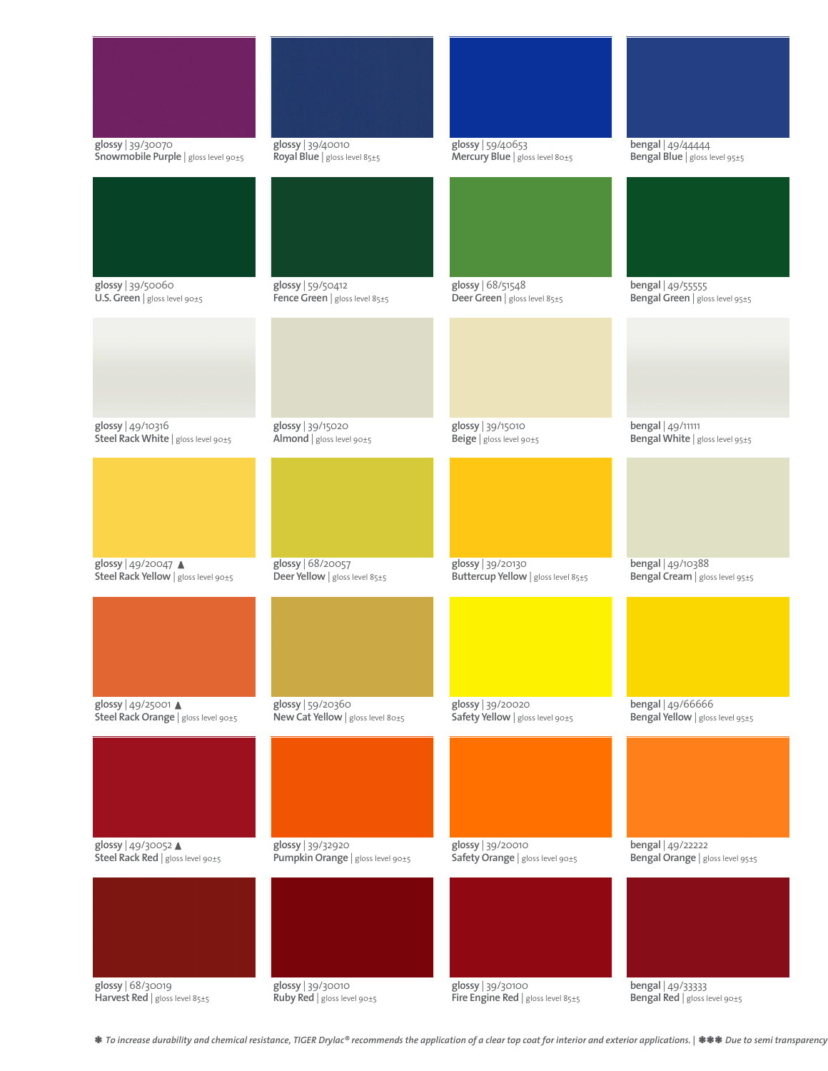glossy | 39/30070
**Snowmobile Purple** | gloss level 90±5

glossy | 39/40010
**Royal Blue** | gloss level 85±5

glossy | 59/40653
**Mercury Blue** | gloss level 80±5

bengal | 49/44444
**Bengal Blue** | gloss level 95±5

glossy | 39/50060
**U.S. Green** | gloss level 90±5

glossy | 59/50412
**Fence Green** | gloss level 85±5

glossy | 68/51548
**Deer Green** | gloss level 85±5

bengal | 49/55555
**Bengal Green** | gloss level 95±5

glossy | 49/10316
**Steel Rack White** | gloss level 90±5

glossy | 39/15020
**Almond** | gloss level 90±5

glossy | 39/15010
**Beige** | gloss level 90±5

bengal | 49/11111
**Bengal White** | gloss level 95±5

glossy | 49/20047 ▲
**Steel Rack Yellow** | gloss level 90±5

glossy | 68/20057
**Deer Yellow** | gloss level 85±5

glossy | 39/20130
**Buttercup Yellow** | gloss level 85±5

bengal | 49/10388
**Bengal Cream** | gloss level 95±5

glossy | 49/25001 ▲
**Steel Rack Orange** | gloss level 90±5

glossy | 59/20360
**New Cat Yellow** | gloss level 80±5

glossy | 39/20020
**Safety Yellow** | gloss level 90±5

bengal | 49/66666
**Bengal Yellow** | gloss level 95±5

glossy | 49/30052 ▲
**Steel Rack Red** | gloss level 90±5

glossy | 39/32920
**Pumpkin Orange** | gloss level 90±5

glossy | 39/20010
**Safety Orange** | gloss level 90±5

bengal | 49/22222
**Bengal Orange** | gloss level 95±5

glossy | 68/30019
**Harvest Red** | gloss level 85±5

glossy | 39/30010
**Ruby Red** | gloss level 90±5

glossy | 39/30100
**Fire Engine Red** | gloss level 85±5

bengal | 49/33333
**Bengal Red** | gloss level 90±5

*✱ To increase durability and chemical resistance, TIGER Drylac® recommends the application of a clear top coat for interior and exterior applications. | ✱✱✱ Due to semi transparency*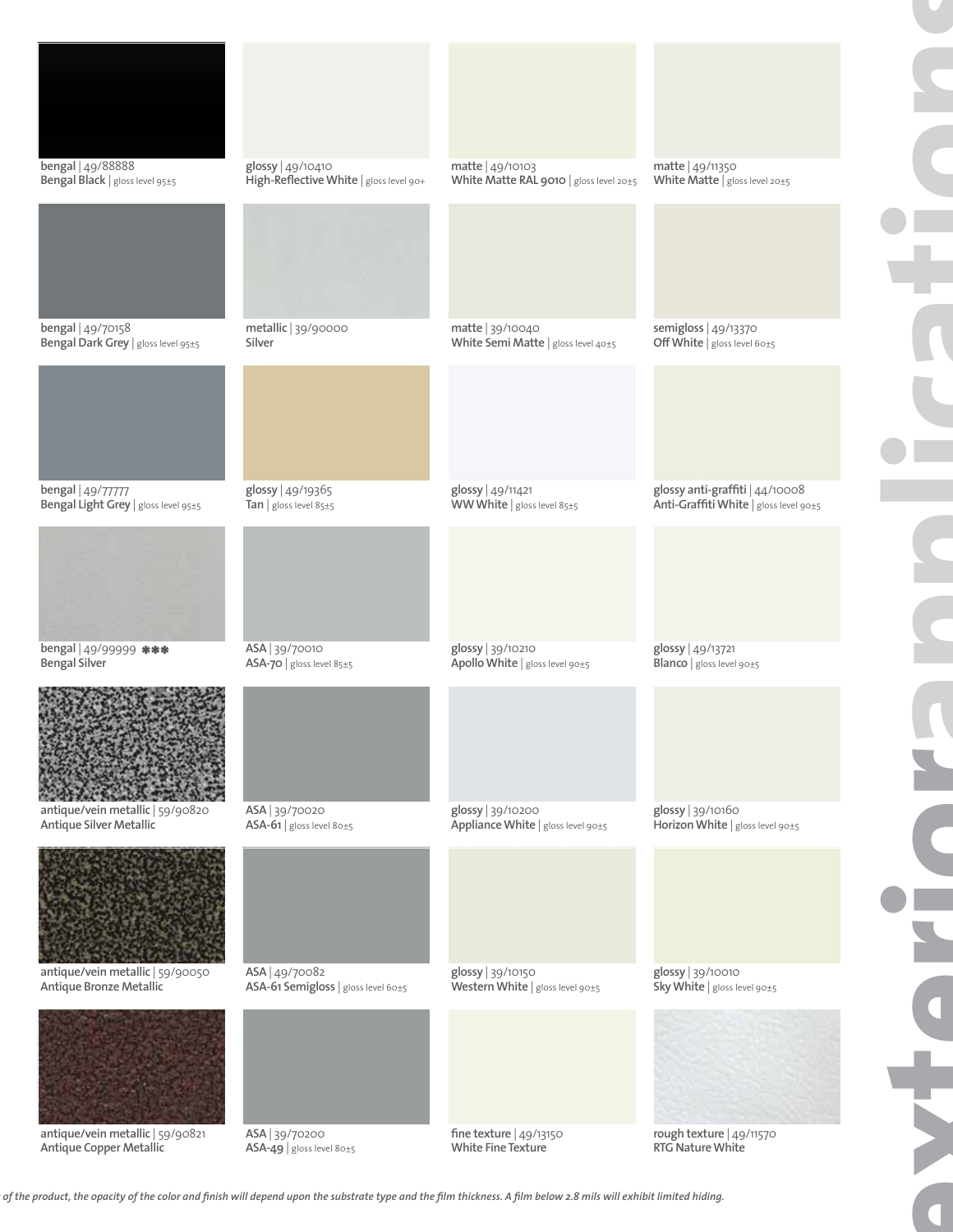bengal | 49/88888
Bengal Black | gloss level 95±5

glossy | 49/10410
High-Reflective White | gloss level 90+

matte | 49/10103
White Matte RAL 9010 | gloss level 20±5

matte | 49/11350
White Matte | gloss level 20±5

bengal | 49/70158
Bengal Dark Grey | gloss level 95±5

metallic | 39/90000
Silver

matte | 39/10040
White Semi Matte | gloss level 40±5

semigloss | 49/13370
Off White | gloss level 60±5

bengal | 49/77777
Bengal Light Grey | gloss level 95±5

glossy | 49/19365
Tan | gloss level 85±5

glossy | 49/11421
WW White | gloss level 85±5

glossy anti-graffiti | 44/10008
Anti-Graffiti White | gloss level 90±5

bengal | 49/99999 ✱✱✱
Bengal Silver

ASA | 39/70010
ASA-70 | gloss level 85±5

glossy | 39/10210
Apollo White | gloss level 90±5

glossy | 49/13721
Blanco | gloss level 90±5

antique/vein metallic | 59/90820
Antique Silver Metallic

ASA | 39/70020
ASA-61 | gloss level 80±5

glossy | 39/10200
Appliance White | gloss level 90±5

glossy | 39/10160
Horizon White | gloss level 90±5

antique/vein metallic | 59/90050
Antique Bronze Metallic

ASA | 49/70082
ASA-61 Semigloss | gloss level 60±5

glossy | 39/10150
Western White | gloss level 90±5

glossy | 39/10010
Sky White | gloss level 90±5

antique/vein metallic | 59/90821
Antique Copper Metallic

ASA | 39/70200
ASA-49 | gloss level 80±5

fine texture | 49/13150
White Fine Texture

rough texture | 49/11570
RTG Nature White

*of the product, the opacity of the color and finish will depend upon the substrate type and the film thickness. A film below 2.8 mils will exhibit limited hiding.*

exterior applications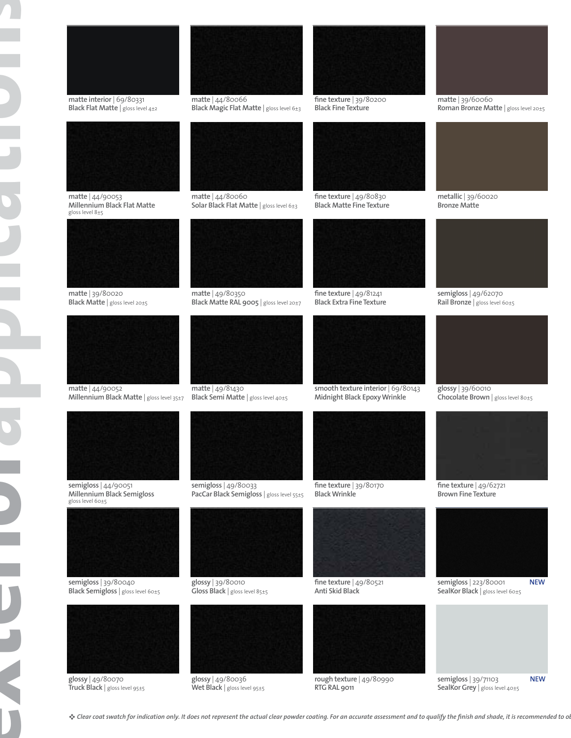exterior applications

matte interior | 69/80331
Black Flat Matte | gloss level 4±2

matte | 44/80066
Black Magic Flat Matte | gloss level 6±3

fine texture | 39/80200
Black Fine Texture

matte | 39/60060
Roman Bronze Matte | gloss level 20±5

matte | 44/90053
Millennium Black Flat Matte
gloss level 8±5

matte | 44/80060
Solar Black Flat Matte | gloss level 6±3

fine texture | 49/80830
Black Matte Fine Texture

metallic | 39/60020
Bronze Matte

matte | 39/80020
Black Matte | gloss level 20±5

matte | 49/80350
Black Matte RAL 9005 | gloss level 20±7

fine texture | 49/81241
Black Extra Fine Texture

semigloss | 49/62070
Rail Bronze | gloss level 60±5

matte | 44/90052
Millennium Black Matte | gloss level 35±7

matte | 49/81430
Black Semi Matte | gloss level 40±5

smooth texture interior | 69/80143
Midnight Black Epoxy Wrinkle

glossy | 39/60010
Chocolate Brown | gloss level 80±5

semigloss | 44/90051
Millennium Black Semigloss
gloss level 60±5

semigloss | 49/80033
PacCar Black Semigloss | gloss level 55±5

fine texture | 39/80170
Black Wrinkle

fine texture | 49/62721
Brown Fine Texture

semigloss | 39/80040
Black Semigloss | gloss level 60±5

glossy | 39/80010
Gloss Black | gloss level 85±5

fine texture | 49/80521
Anti Skid Black

semigloss | 223/80001 **NEW**
SealKor Black | gloss level 60±5

glossy | 49/80070
Truck Black | gloss level 95±5

glossy | 49/80036
Wet Black | gloss level 95±5

rough texture | 49/80990
RTG RAL 9011

semigloss | 39/71103 **NEW**
SealKor Grey | gloss level 40±5

❖ *Clear coat swatch for indication only. It does not represent the actual clear powder coating. For an accurate assessment and to qualify the finish and shade, it is recommended to ol*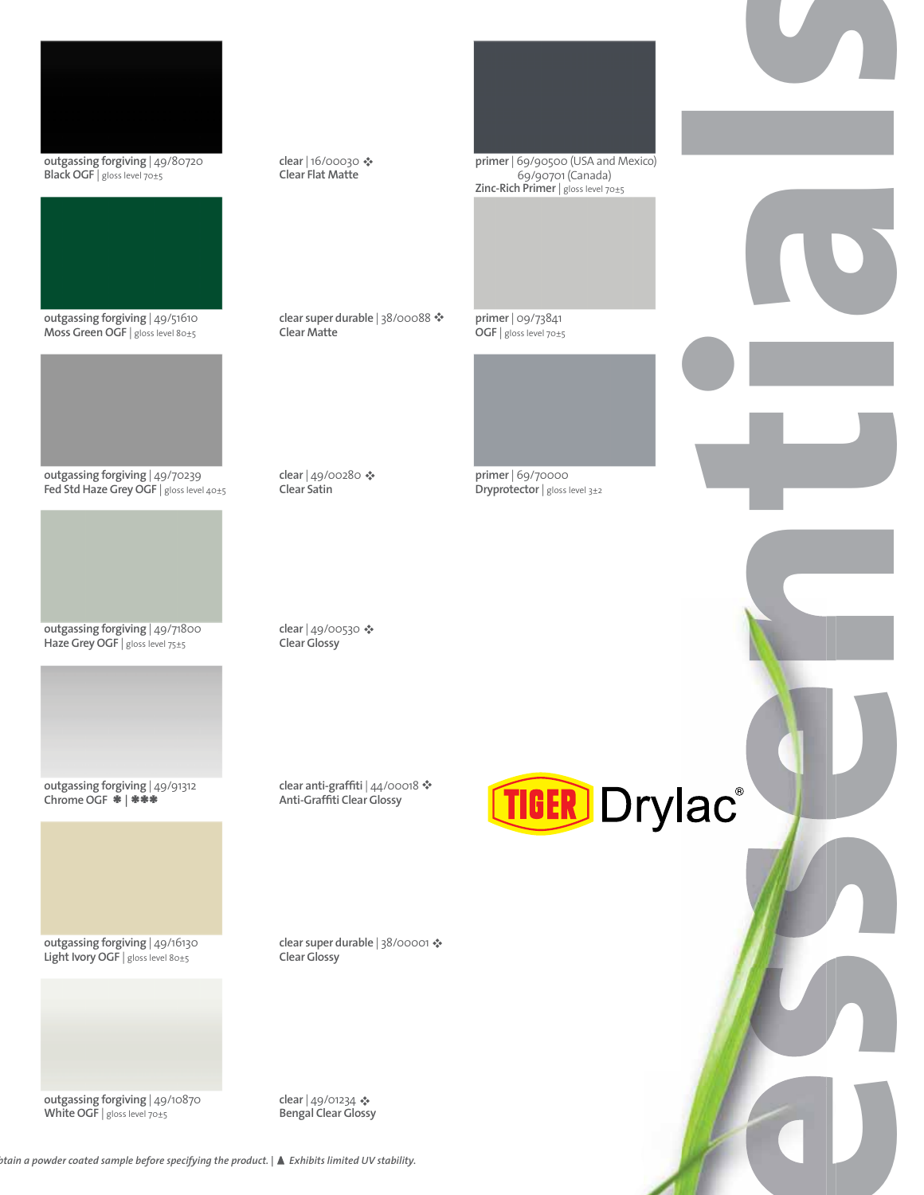outgassing forging | 49/80720
Black OGF | gloss level 70±5

outgassing forging | 49/51610
Moss Green OGF | gloss level 80±5

outgassing forging | 49/70239
Fed Std Haze Grey OGF | gloss level 40±5

outgassing forging | 49/71800
Haze Grey OGF | gloss level 75±5

outgassing forging | 49/91312
Chrome OGF ✱ | ✱✱✱

outgassing forging | 49/16130
Light Ivory OGF | gloss level 80±5

outgassing forging | 49/10870
White OGF | gloss level 70±5

clear | 16/00030 ✣
Clear Flat Matte

clear super durable | 38/00088 ✣
Clear Matte

clear | 49/00280 ✣
Clear Satin

clear | 49/00530 ✣
Clear Glossy

clear anti-graffiti | 44/00018 ✣
Anti-Graffiti Clear Glossy

clear super durable | 38/00001 ✣
Clear Glossy

clear | 49/01234 ✣
Bengal Clear Glossy

primer | 69/90500 (USA and Mexico)
69/90701 (Canada)
Zinc-Rich Primer | gloss level 70±5

primer | 09/73841
OGF | gloss level 70±5

primer | 69/70000
Dryprotector | gloss level 3±2

TIGER Drylac®

essentials

*...tain a powder coated sample before specifying the product.* | ▲ *Exhibits limited UV stability.*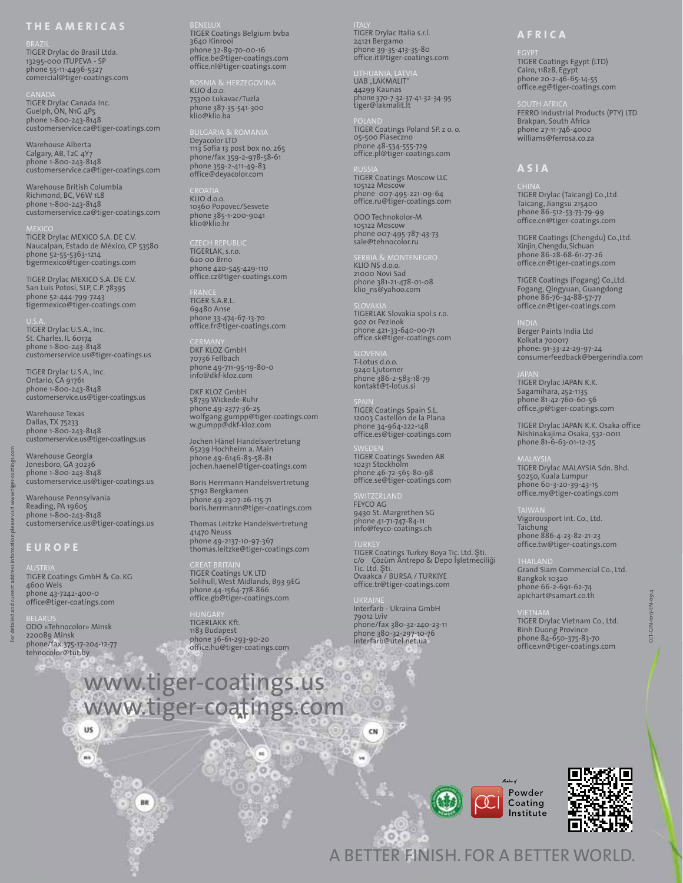## THE AMERICAS

BRAZIL
TIGER Drylac do Brasil Ltda.
13295-000 ITUPEVA - SP
phone 55-11-4496-5327
comercial@tiger-coatings.com

CANADA
TIGER Drylac Canada Inc.
Guelph, ON, N1G 4P5
phone 1-800-243-8148
customerservice.ca@tiger-coatings.com

Warehouse Alberta
Calgary, AB, T2C 4Y7
phone 1-800-243-8148
customerservice.ca@tiger-coatings.com

Warehouse British Columbia
Richmond, BC, V6W 1L8
phone 1-800-243-8148
customerservice.ca@tiger-coatings.com

MEXICO
TIGER Drylac MEXICO S.A. DE C.V.
Naucalpan, Estado de México, CP 53580
phone 52-55-5363-1214
tigermexico@tiger-coatings.com

TIGER Drylac MEXICO S.A. DE C.V.
San Luis Potosi, SLP, C.P. 78395
phone 52-444-799-7243
tigermexico@tiger-coatings.com

U.S.A.
TIGER Drylac U.S.A., Inc.
St. Charles, IL 60174
phone 1-800-243-8148
customerservice.us@tiger-coatings.us

TIGER Drylac U.S.A., Inc.
Ontario, CA 91761
phone 1-800-243-8148
customerservice.us@tiger-coatings.us

Warehouse Texas
Dallas, TX 75233
phone 1-800-243-8148
customerservice.us@tiger-coatings.us

Warehouse Georgia
Jonesboro, GA 30236
phone 1-800-243-8148
customerservice.us@tiger-coatings.us

Warehouse Pennsylvania
Reading, PA 19605
phone 1-800-243-8148
customerservice.us@tiger-coatings.us

## EUROPE

AUSTRIA
TIGER Coatings GmbH & Co. KG
4600 Wels
phone 43-7242-400-0
office@tiger-coatings.com

BELARUS
ODO «Tehnocolor» Minsk
220089 Minsk
phone/fax 375-17-204-12-77
tehnocolor@tut.by

BENELUX
TIGER Coatings Belgium bvba
3640 Kinrooi
phone 32-89-70-00-16
office.be@tiger-coatings.com
office.nl@tiger-coatings.com

BOSNIA & HERZEGOVINA
KLIO d.o.o.
75300 Lukavac/Tuzla
phone 387-35-541-300
klio@klio.ba

BULGARIA & ROMANIA
Deyacolor LTD
1113 Sofia 13 post box no. 265
phone/fax 359-2-978-58-61
phone 359-2-411-49-83
office@deyacolor.com

CROATIA
KLIO d.o.o.
10360 Popovec/Sesvete
phone 385-1-200-9041
klio@klio.hr

CZECH REPUBLIC
TIGERLAK, s.r.o.
620 00 Brno
phone 420-545-429-110
office.cz@tiger-coatings.com

FRANCE
TIGER S.A.R.L.
69480 Anse
phone 33-474-67-13-70
office.fr@tiger-coatings.com

GERMANY
DKF KLOZ GmbH
70736 Fellbach
phone 49-711-95-19-80-0
info@dkf-kloz.com

DKF KLOZ GmbH
58739 Wickede-Ruhr
phone 49-2377-36-25
wolfgang.gumpp@tiger-coatings.com
w.gumpp@dkf-kloz.com

Jochen Hänel Handelsvertretung
65239 Hochheim a. Main
phone 49-6146-83-58-81
jochen.haenel@tiger-coatings.com

Boris Herrmann Handelsvertretung
57192 Bergkamen
phone 49-2307-26-115-71
boris.herrmann@tiger-coatings.com

Thomas Leitzke Handelsvertretung
41470 Neuss
phone 49-2137-10-97-367
thomas.leitzke@tiger-coatings.com

GREAT BRITAIN
TIGER Coatings UK LTD
Solihull, West Midlands, B93 9EG
phone 44-1564-778-866
office.gb@tiger-coatings.com

HUNGARY
TIGERLAKK Kft.
1183 Budapest
phone 36-61-293-90-20
office.hu@tiger-coatings.com

ITALY
TIGER Drylac Italia s.r.l.
24121 Bergamo
phone 39-39-35-413-35-80
office.it@tiger-coatings.com

LITHUANIA, LATVIA
UAB „LAKMALIT"
44299 Kaunas
phone 370-7-32-37-41-32-34-95
tiger@lakmalit.lt

POLAND
TIGER Coatings Poland SP. z o. o.
05-500 Piaseczno
phone 48-534-555-729
office.pl@tiger-coatings.com

RUSSIA
TIGER Coatings Moscow LLC
105122 Moscow
phone 007-495-221-09-64
office.ru@tiger-coatings.com

OOO Technokolor-M
105122 Moscow
phone 007-495-787-43-73
sale@tehnocolor.ru

SERBIA & MONTENEGRO
KLIO NS d.o.o.
21000 Novi Sad
phone 381-21-478-01-08
klio_ns@yahoo.com

SLOVAKIA
TIGERLAK Slovakia spol.s r.o.
902 01 Pezinok
phone 421-33-640-00-71
office.sk@tiger-coatings.com

SLOVENIA
T-Lotus d.o.o.
9240 Ljutomer
phone 386-2-583-18-79
kontakt@t-lotus.si

SPAIN
TIGER Coatings Spain S.L.
12003 Castellon de la Plana
phone 34-964-222-148
office.es@tiger-coatings.com

SWEDEN
TIGER Coatings Sweden AB
10231 Stockholm
phone 46-72-565-80-98
office.se@tiger-coatings.com

SWITZERLAND
FEYCO AG
9430 St. Margrethen SG
phone 41-71-747-84-11
info@feyco-coatings.ch

TURKEY
TIGER Coatings Turkey Boya Tic. Ltd. Şti.
c/o Çözüm Antrepo & Depo İşletmeciliği Tic. Ltd. Şti.
Ovaakca / BURSA / TURKIYE
office.tr@tiger-coatings.com

UKRAINE
Interfarb - Ukraina GmbH
79012 Lviv
phone/fax 380-32-240-23-11
phone 380-32-297-10-76
interfarb@utel.net.ua

## AFRICA

EGYPT
TIGER Coatings Egypt (LTD)
Cairo, 11828, Egypt
phone 20-2-46-65-14-55
office.eg@tiger-coatings.com

SOUTH AFRICA
FERRO Industrial Products (PTY) LTD
Brakpan, South Africa
phone 27-11-746-4000
williams@ferrosa.co.za

## ASIA

CHINA
TIGER Drylac (Taicang) Co.,Ltd.
Taicang, Jiangsu 215400
phone 86-512-53-73-79-99
office.cn@tiger-coatings.com

TIGER Coatings (Chengdu) Co.,Ltd.
Xinjin, Chengdu, Sichuan
phone 86-28-68-61-27-26
office.cn@tiger-coatings.com

TIGER Coatings (Fogang) Co.,Ltd.
Fogang, Qingyuan, Guangdong
phone 86-76-34-88-57-77
office.cn@tiger-coatings.com

INDIA
Berger Paints India Ltd
Kolkata 700017
phone: 91-33-22-29-97-24
consumerfeedback@bergerindia.com

JAPAN
TIGER Drylac JAPAN K.K.
Sagamihara, 252-1135
phone 81-42-760-60-56
office.jp@tiger-coatings.com

TIGER Drylac JAPAN K.K. Osaka office
Nishinakajima Osaka, 532-0011
phone 81-6-63-01-12-25

MALAYSIA
TIGER Drylac MALAYSIA Sdn. Bhd.
50250, Kuala Lumpur
phone 60-3-20-39-43-15
office.my@tiger-coatings.com

TAIWAN
Vigorousport Int. Co., Ltd.
Taichung
phone 886-4-23-82-21-23
office.tw@tiger-coatings.com

THAILAND
Grand Siam Commercial Co., Ltd.
Bangkok 10320
phone 66-2-691-62-74
apichart@samart.co.th

VIETNAM
TIGER Drylac Vietnam Co., Ltd.
Binh Duong Province
phone 84-650-375-83-70
office.vn@tiger-coatings.com

For detailed and current address information please visit www.tiger-coatings.com

www.tiger-coatings.us
www.tiger-coatings.com

Member of Powder Coating Institute

A BETTER FINISH. FOR A BETTER WORLD.

CCT-GIN-1017-EN-0314